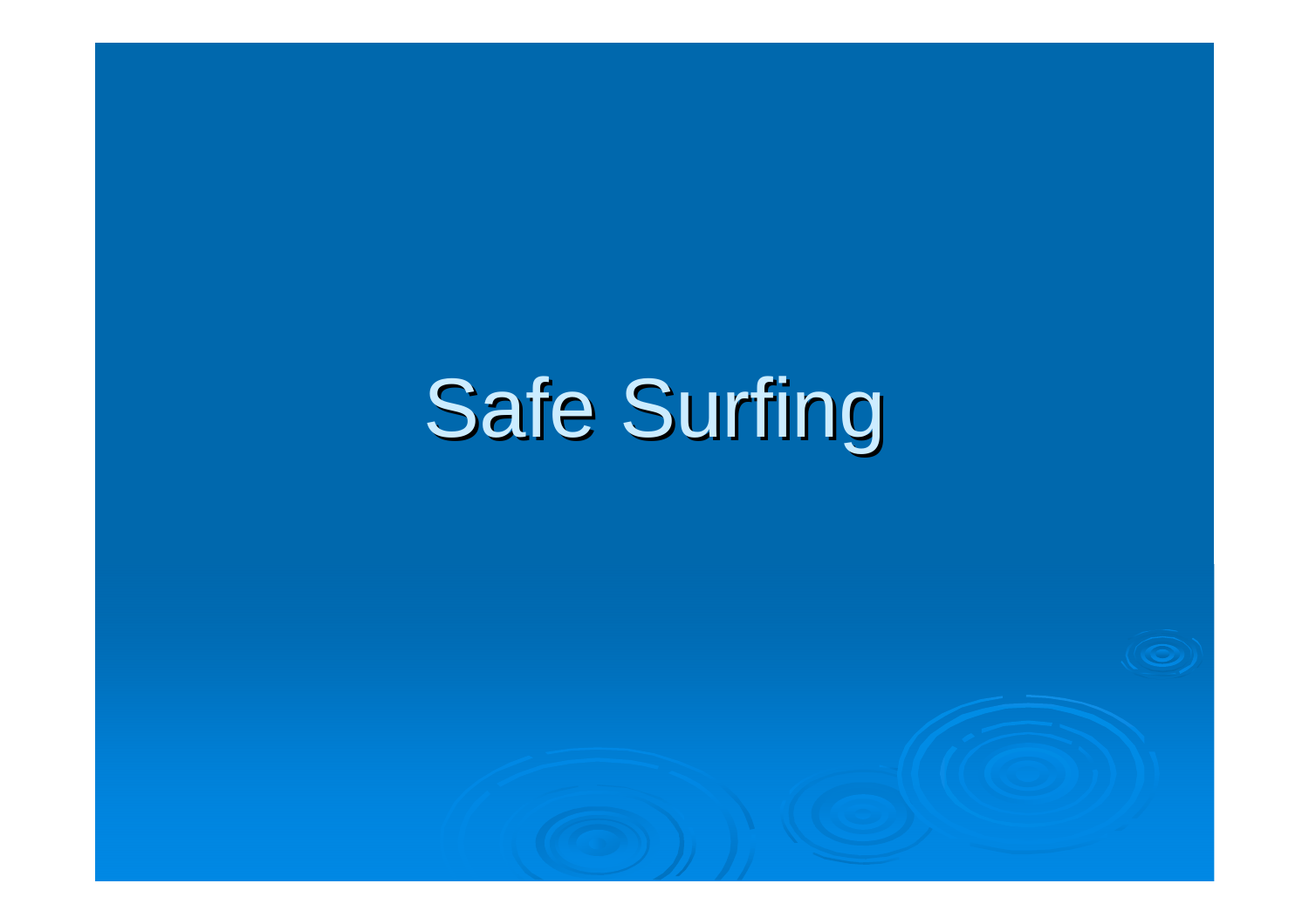# Safe Surfing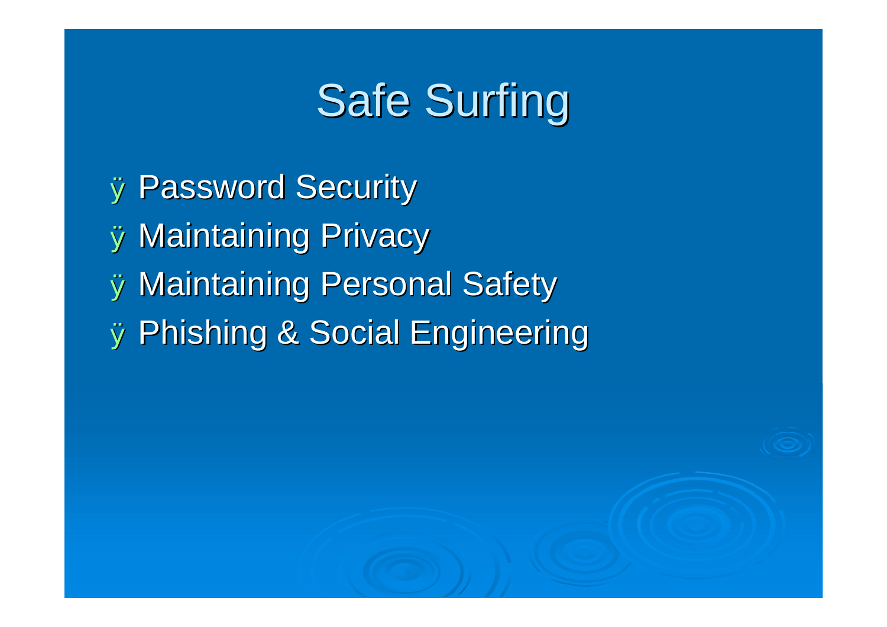# Safe Surfing

- Password Security
- Maintaining Privacy
- Maintaining Personal Safety
- Phishing & Social Engineering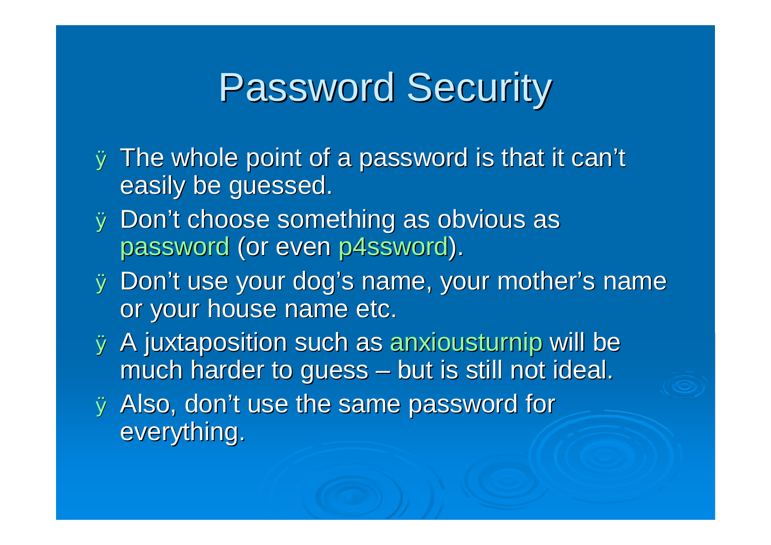# Password Security

- The whole point of a password is that it can't easily be guessed.
- Don't choose something as obvious as password (or even p4ssword).
- Don't use your dog's name, your mother's name or your house name etc.
- A juxtaposition such as anxiousturnip will be much harder to guess – but is still not ideal.
- Also, don't use the same password for everything.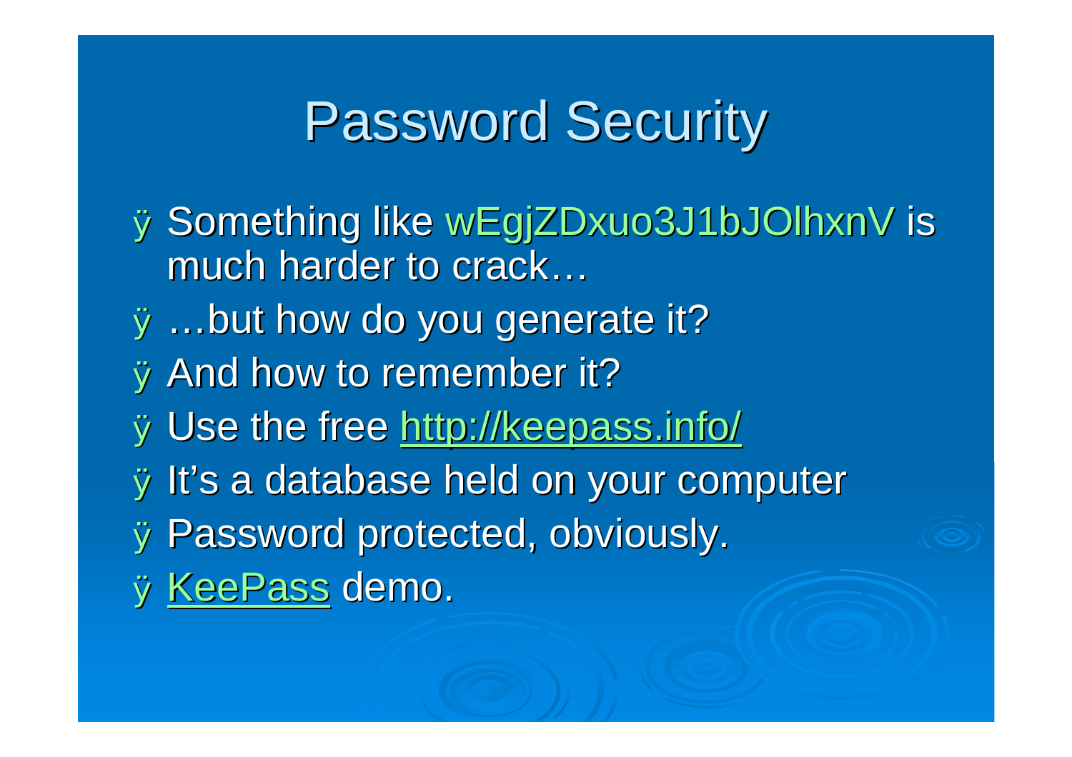# Password Security

- Something like wEgjZDxuo3J1bJOlhxnV is much harder to crack…
- …but how do you generate it?
- And how to remember it?
- Use the free http://keepass.info/
- It's a database held on your computer
- Password protected, obviously.
- KeePass demo.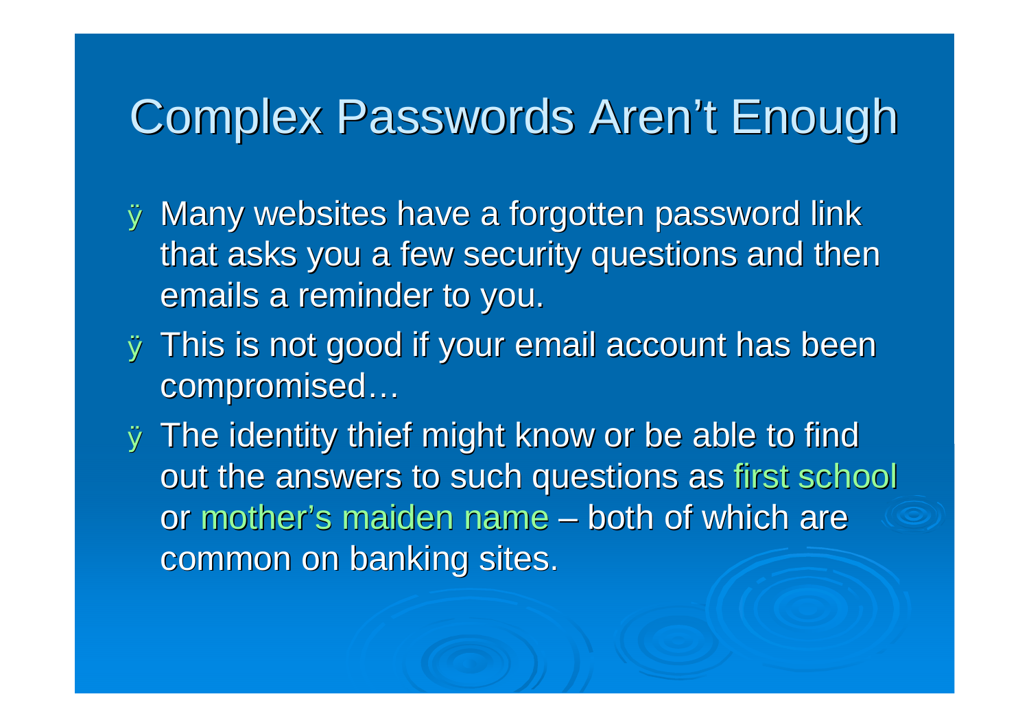# Complex Passwords Aren’t Enough

- Many websites have a forgotten password link that asks you a few security questions and then emails a reminder to you.
- This is not good if your email account has been compromised…
- The identity thief might know or be able to find out the answers to such questions as first school or mother’s maiden name – both of which are common on banking sites.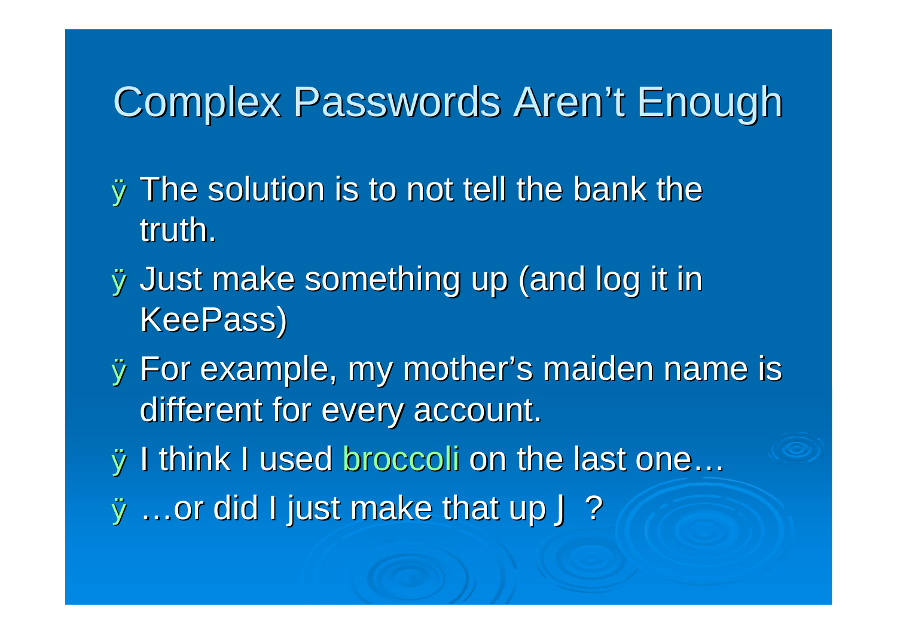# Complex Passwords Aren't Enough

- The solution is to not tell the bank the truth.
- Just make something up (and log it in KeePass)
- For example, my mother's maiden name is different for every account.
- I think I used broccoli on the last one…
- …or did I just make that up J ?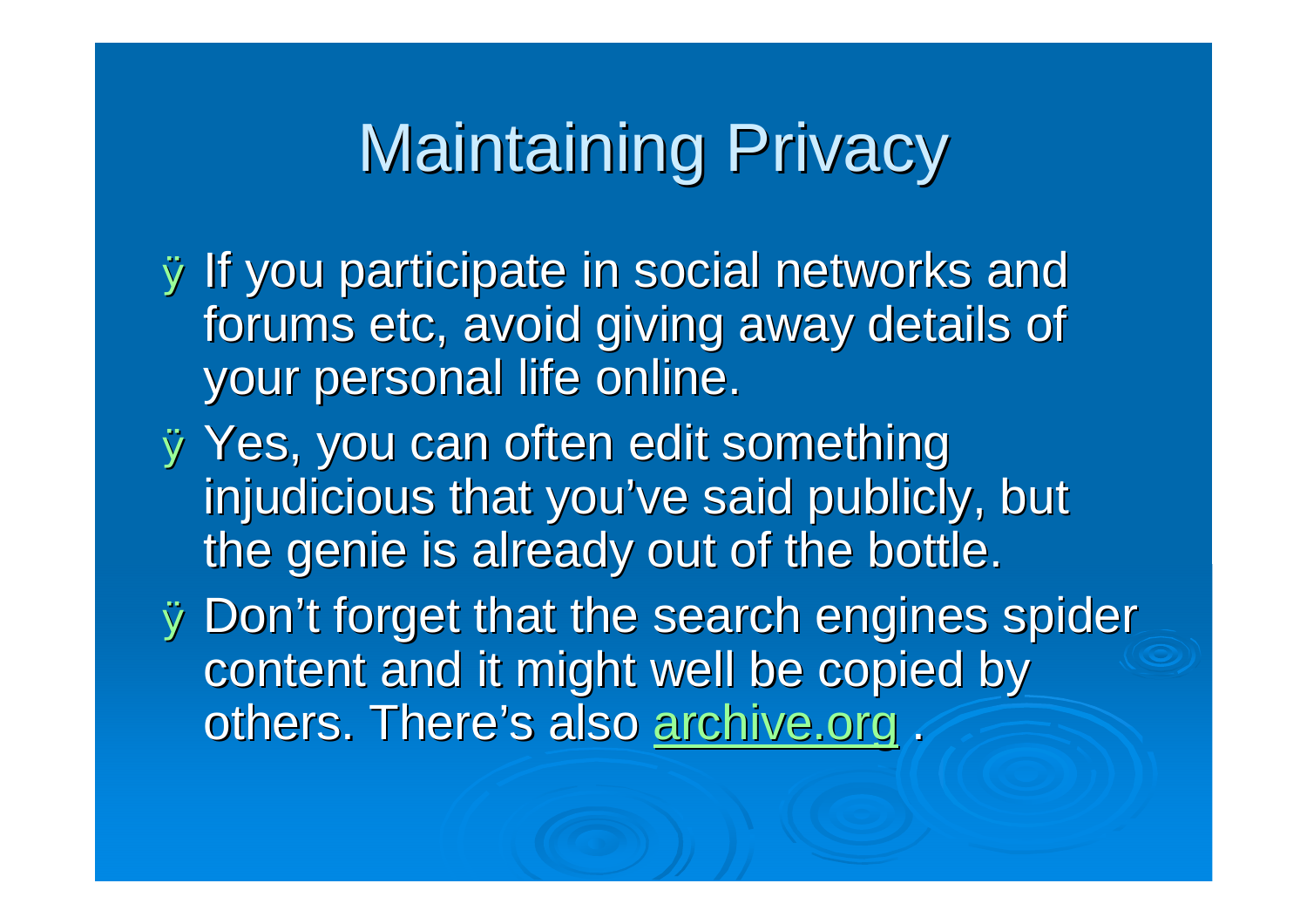# Maintaining Privacy

- If you participate in social networks and forums etc, avoid giving away details of your personal life online.
- Yes, you can often edit something injudicious that you've said publicly, but the genie is already out of the bottle.
- Don't forget that the search engines spider content and it might well be copied by others. There's also archive.org .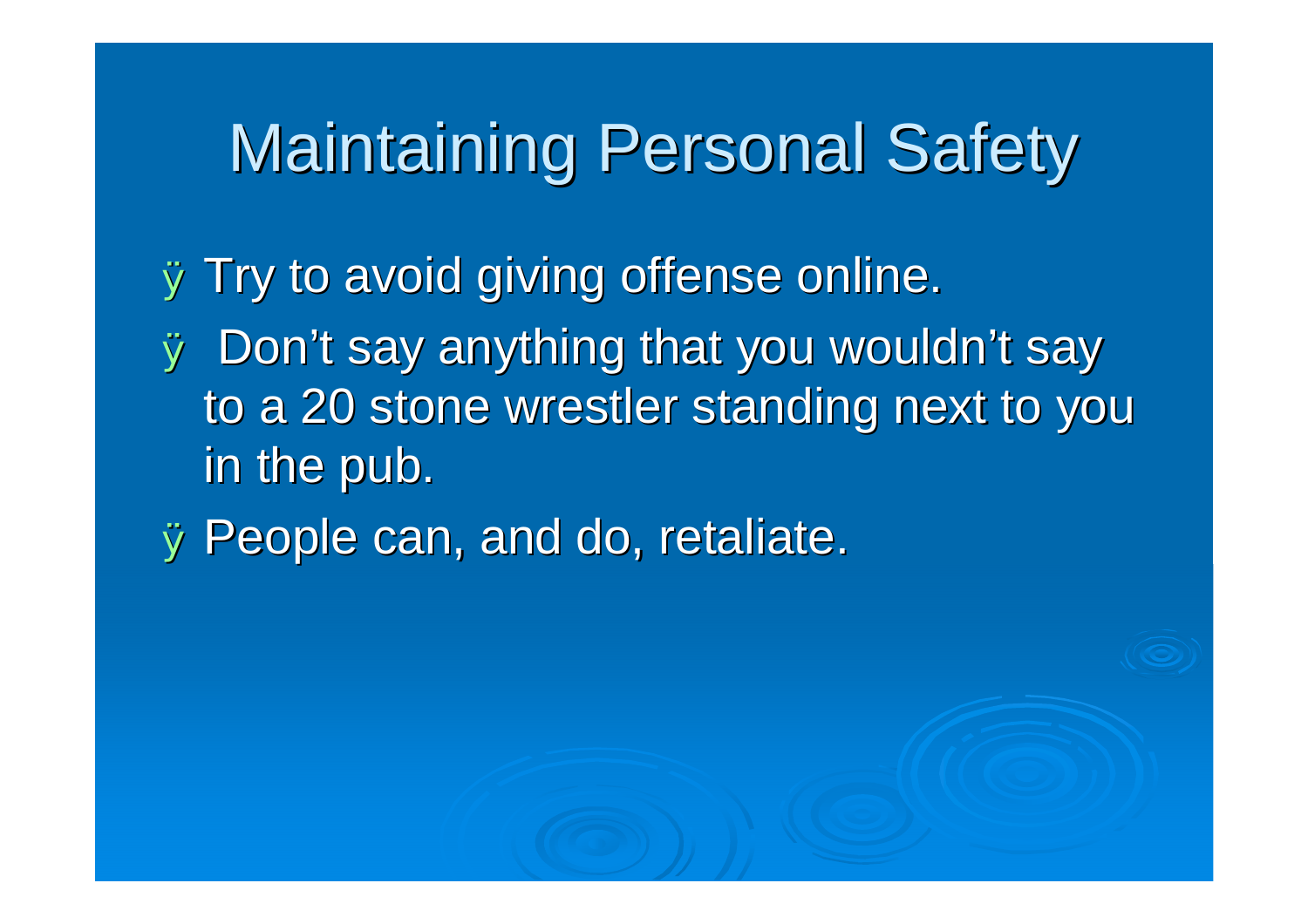# Maintaining Personal Safety

- Try to avoid giving offense online.
- Don't say anything that you wouldn't say to a 20 stone wrestler standing next to you in the pub.
- People can, and do, retaliate.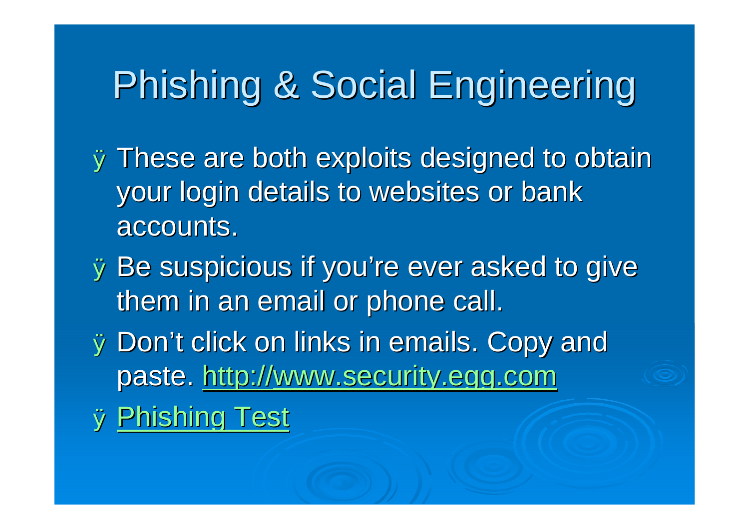# Phishing & Social Engineering

- These are both exploits designed to obtain your login details to websites or bank accounts.
- Be suspicious if you're ever asked to give them in an email or phone call.
- Don't click on links in emails. Copy and paste. http://www.security.egg.com
- Phishing Test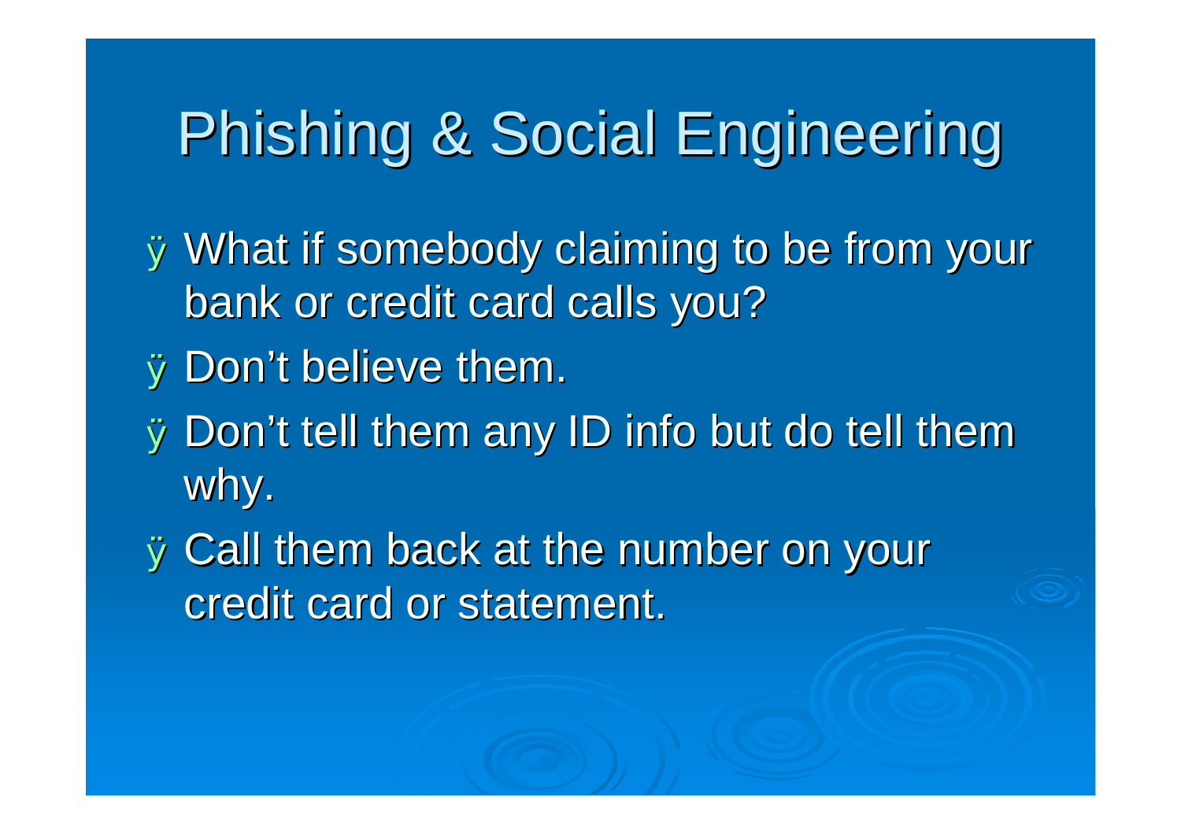# Phishing & Social Engineering

- What if somebody claiming to be from your bank or credit card calls you?
- Don't believe them.
- Don't tell them any ID info but do tell them why.
- Call them back at the number on your credit card or statement.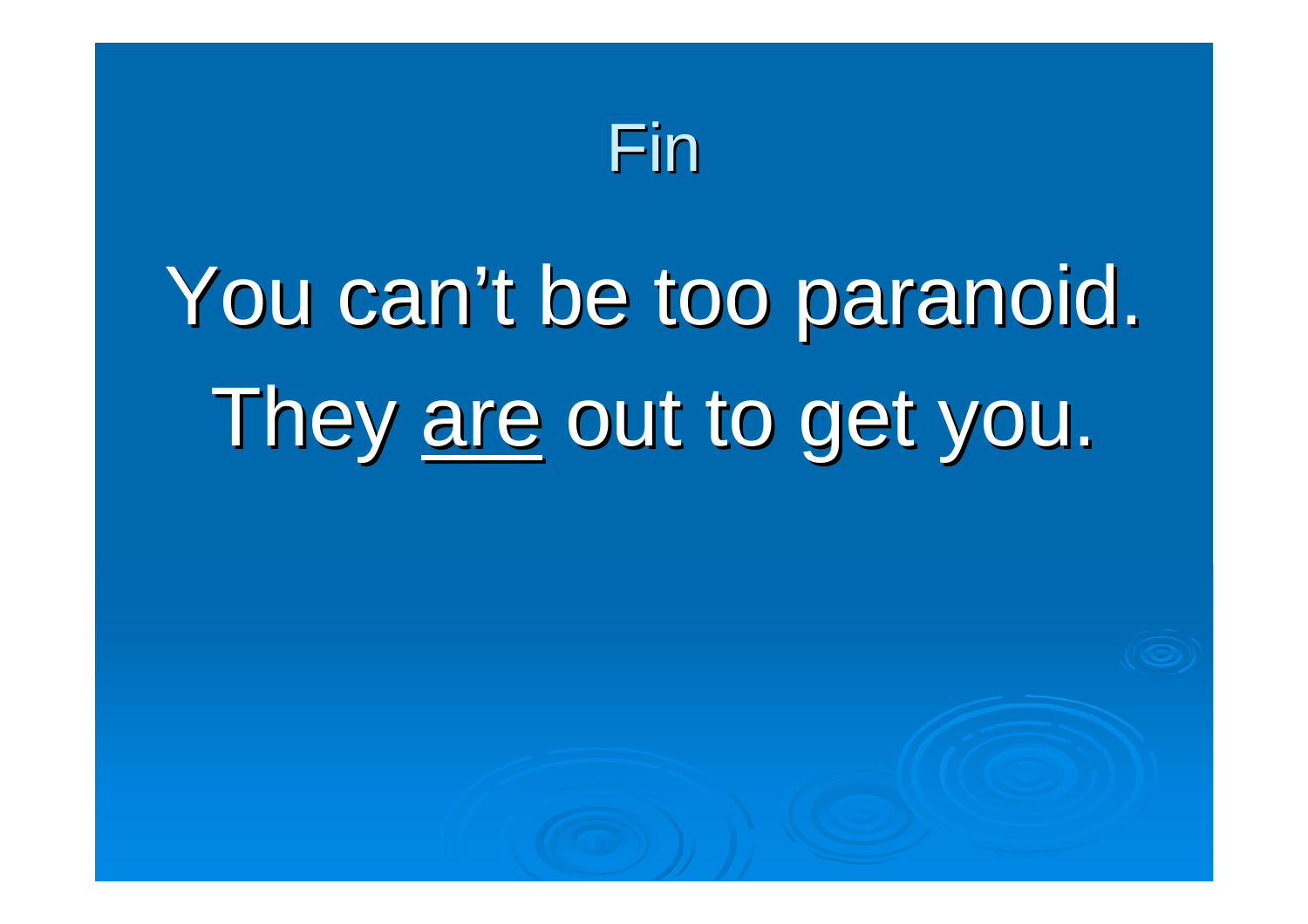# Fin

You can't be too paranoid.

They <u>are</u> out to get you.